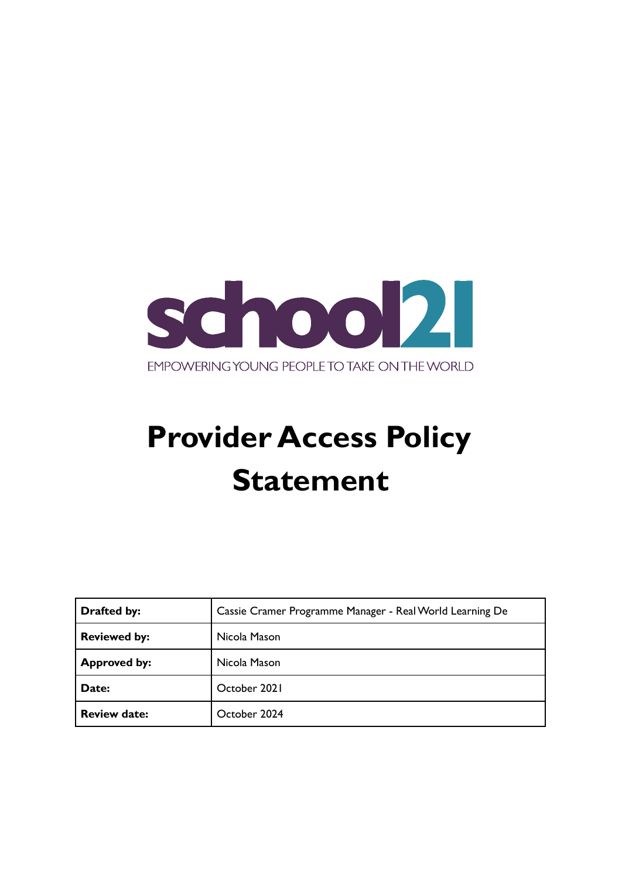school21

EMPOWERING YOUNG PEOPLE TO TAKE ON THE WORLD

# Provider Access Policy Statement

| | |
|---|---|
| **Drafted by:** | Cassie Cramer Programme Manager - Real World Learning De |
| **Reviewed by:** | Nicola Mason |
| **Approved by:** | Nicola Mason |
| **Date:** | October 2021 |
| **Review date:** | October 2024 |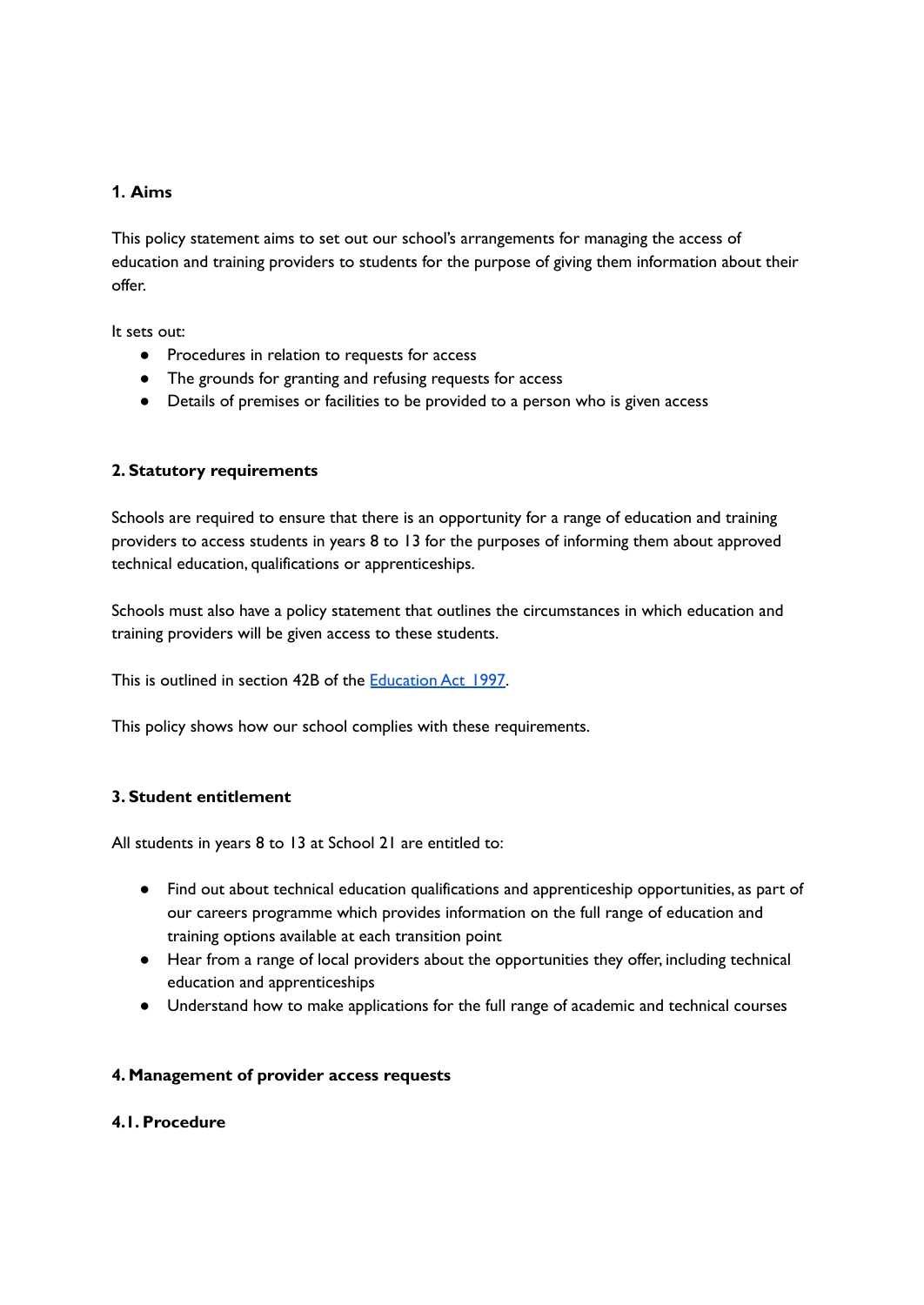## 1. Aims

This policy statement aims to set out our school's arrangements for managing the access of education and training providers to students for the purpose of giving them information about their offer.

It sets out:

- Procedures in relation to requests for access
- The grounds for granting and refusing requests for access
- Details of premises or facilities to be provided to a person who is given access

## 2. Statutory requirements

Schools are required to ensure that there is an opportunity for a range of education and training providers to access students in years 8 to 13 for the purposes of informing them about approved technical education, qualifications or apprenticeships.

Schools must also have a policy statement that outlines the circumstances in which education and training providers will be given access to these students.

This is outlined in section 42B of the [Education Act 1997](https://www.legislation.gov.uk/ukpga/1997/44/section/42B).

This policy shows how our school complies with these requirements.

## 3. Student entitlement

All students in years 8 to 13 at School 21 are entitled to:

- Find out about technical education qualifications and apprenticeship opportunities, as part of our careers programme which provides information on the full range of education and training options available at each transition point
- Hear from a range of local providers about the opportunities they offer, including technical education and apprenticeships
- Understand how to make applications for the full range of academic and technical courses

## 4. Management of provider access requests

### 4.1. Procedure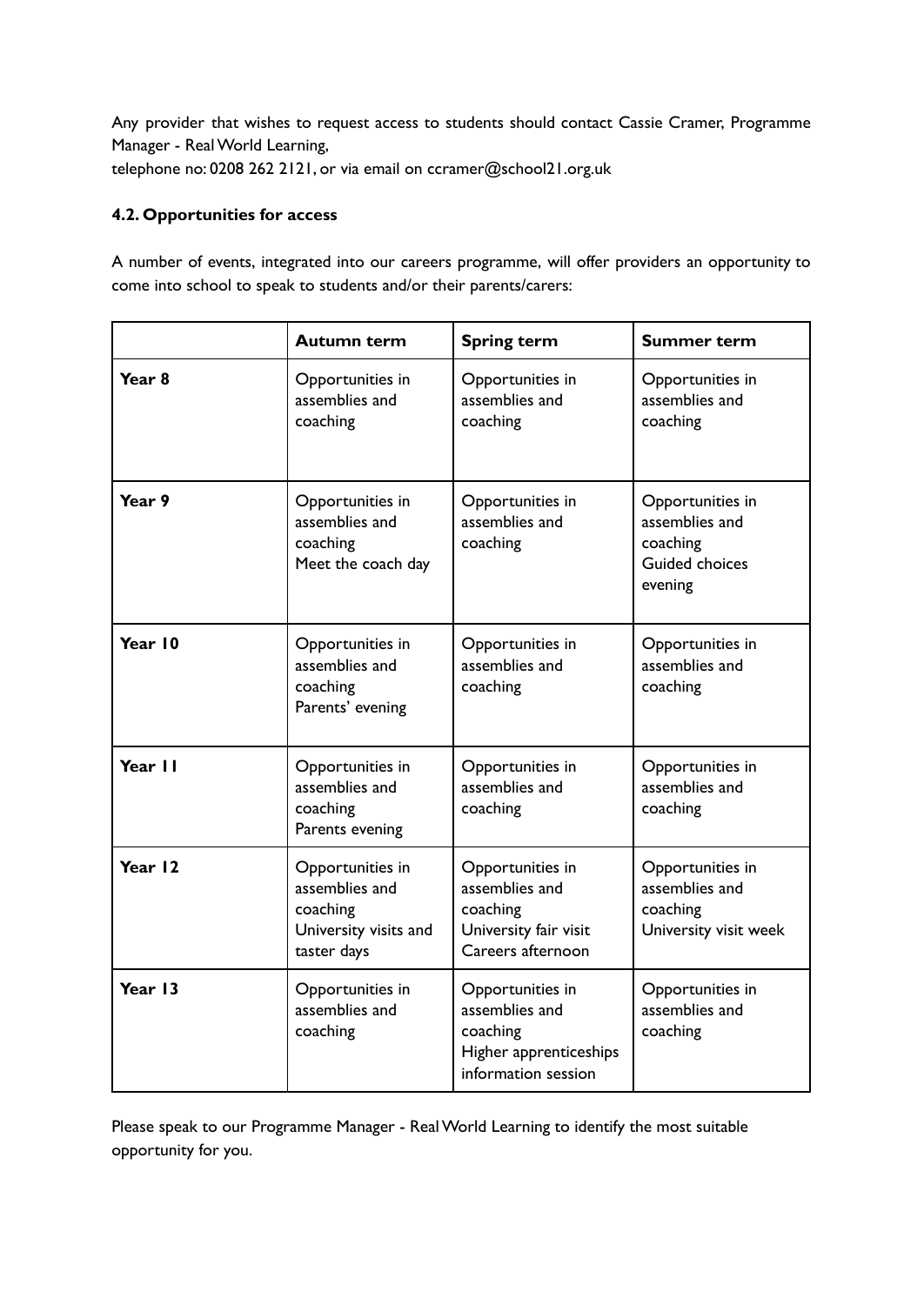Any provider that wishes to request access to students should contact Cassie Cramer, Programme Manager - Real World Learning,
telephone no: 0208 262 2121, or via email on ccramer@school21.org.uk

### 4.2. Opportunities for access

A number of events, integrated into our careers programme, will offer providers an opportunity to come into school to speak to students and/or their parents/carers:

| | **Autumn term** | **Spring term** | **Summer term** |
|---|---|---|---|
| **Year 8** | Opportunities in assemblies and coaching | Opportunities in assemblies and coaching | Opportunities in assemblies and coaching |
| **Year 9** | Opportunities in assemblies and coaching<br>Meet the coach day | Opportunities in assemblies and coaching | Opportunities in assemblies and coaching<br>Guided choices evening |
| **Year 10** | Opportunities in assemblies and coaching<br>Parents' evening | Opportunities in assemblies and coaching | Opportunities in assemblies and coaching |
| **Year 11** | Opportunities in assemblies and coaching<br>Parents evening | Opportunities in assemblies and coaching | Opportunities in assemblies and coaching |
| **Year 12** | Opportunities in assemblies and coaching<br>University visits and taster days | Opportunities in assemblies and coaching<br>University fair visit<br>Careers afternoon | Opportunities in assemblies and coaching<br>University visit week |
| **Year 13** | Opportunities in assemblies and coaching | Opportunities in assemblies and coaching<br>Higher apprenticeships information session | Opportunities in assemblies and coaching |

Please speak to our Programme Manager - Real World Learning to identify the most suitable opportunity for you.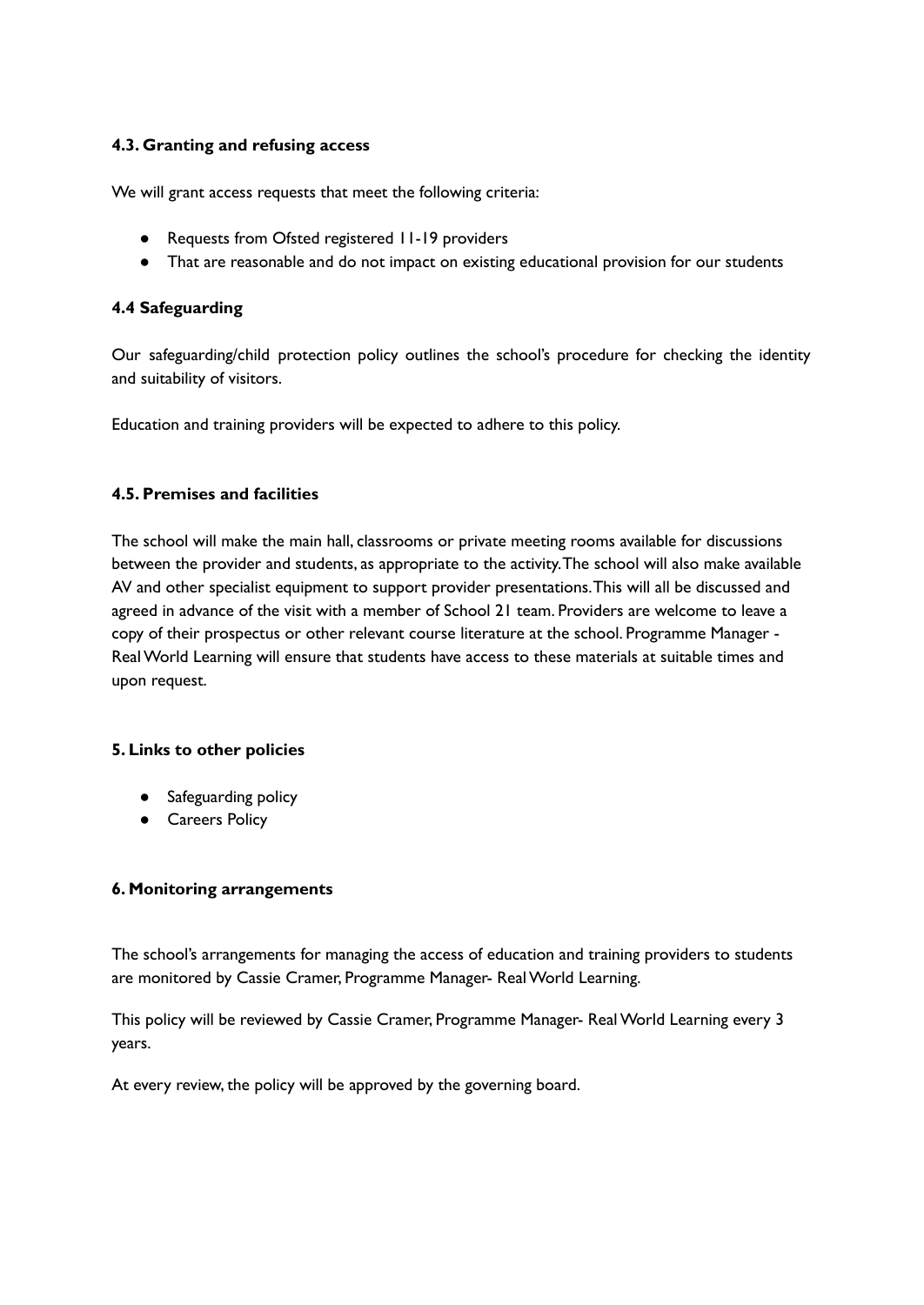### 4.3. Granting and refusing access

We will grant access requests that meet the following criteria:

- Requests from Ofsted registered 11-19 providers
- That are reasonable and do not impact on existing educational provision for our students

### 4.4 Safeguarding

Our safeguarding/child protection policy outlines the school's procedure for checking the identity and suitability of visitors.

Education and training providers will be expected to adhere to this policy.

### 4.5. Premises and facilities

The school will make the main hall, classrooms or private meeting rooms available for discussions between the provider and students, as appropriate to the activity. The school will also make available AV and other specialist equipment to support provider presentations. This will all be discussed and agreed in advance of the visit with a member of School 21 team. Providers are welcome to leave a copy of their prospectus or other relevant course literature at the school. Programme Manager - Real World Learning will ensure that students have access to these materials at suitable times and upon request.

## 5. Links to other policies

- Safeguarding policy
- Careers Policy

## 6. Monitoring arrangements

The school's arrangements for managing the access of education and training providers to students are monitored by Cassie Cramer, Programme Manager- Real World Learning.

This policy will be reviewed by Cassie Cramer, Programme Manager- Real World Learning every 3 years.

At every review, the policy will be approved by the governing board.